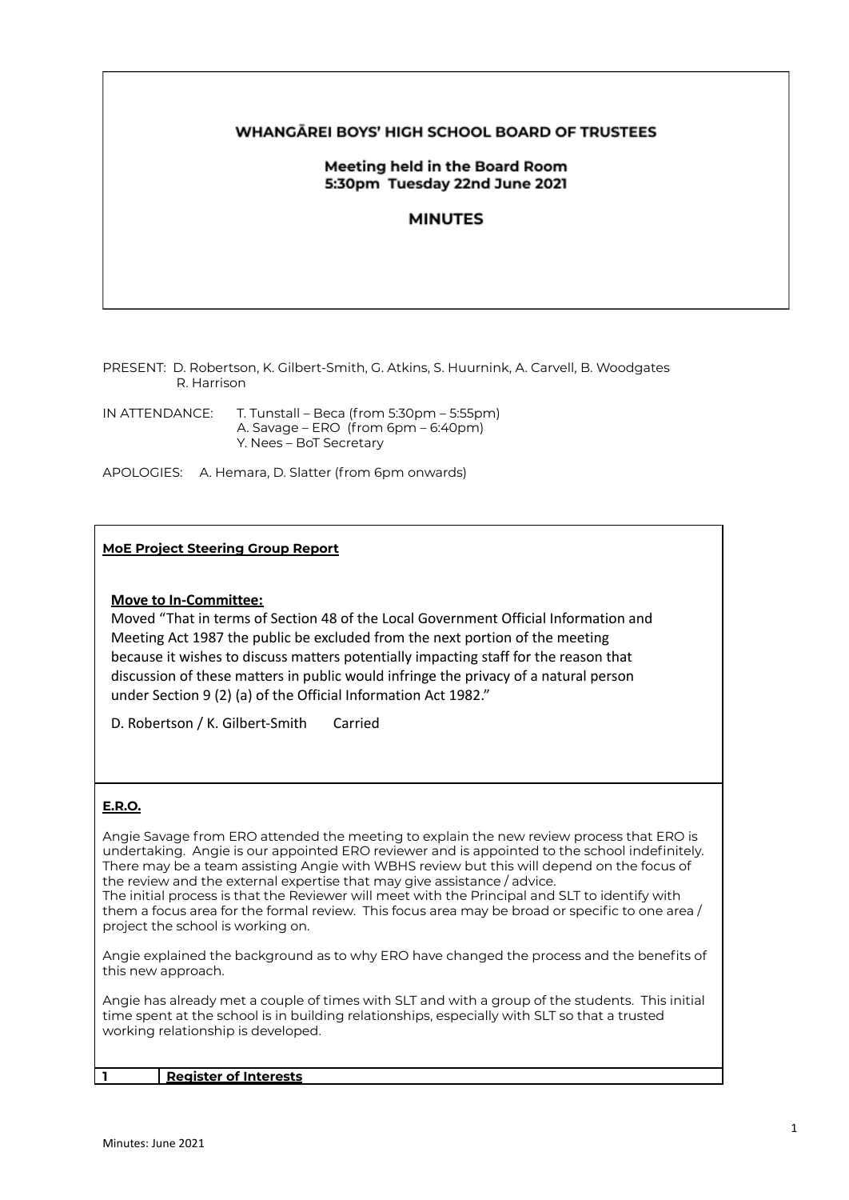# WHANGĀREI BOYS' HIGH SCHOOL BOARD OF TRUSTEES

## Meeting held in the Board Room
## 5:30pm Tuesday 22nd June 2021

## MINUTES

PRESENT: D. Robertson, K. Gilbert-Smith, G. Atkins, S. Huurnink, A. Carvell, B. Woodgates R. Harrison

IN ATTENDANCE: T. Tunstall – Beca (from 5:30pm – 5:55pm)
A. Savage – ERO (from 6pm – 6:40pm)
Y. Nees – BoT Secretary

APOLOGIES: A. Hemara, D. Slatter (from 6pm onwards)

**MoE Project Steering Group Report**

**Move to In-Committee:**

Moved "That in terms of Section 48 of the Local Government Official Information and Meeting Act 1987 the public be excluded from the next portion of the meeting because it wishes to discuss matters potentially impacting staff for the reason that discussion of these matters in public would infringe the privacy of a natural person under Section 9 (2) (a) of the Official Information Act 1982."

D. Robertson / K. Gilbert-Smith Carried

**E.R.O.**

Angie Savage from ERO attended the meeting to explain the new review process that ERO is undertaking. Angie is our appointed ERO reviewer and is appointed to the school indefinitely. There may be a team assisting Angie with WBHS review but this will depend on the focus of the review and the external expertise that may give assistance / advice.
The initial process is that the Reviewer will meet with the Principal and SLT to identify with them a focus area for the formal review. This focus area may be broad or specific to one area / project the school is working on.

Angie explained the background as to why ERO have changed the process and the benefits of this new approach.

Angie has already met a couple of times with SLT and with a group of the students. This initial time spent at the school is in building relationships, especially with SLT so that a trusted working relationship is developed.

| 1 | Register of Interests |
|---|---|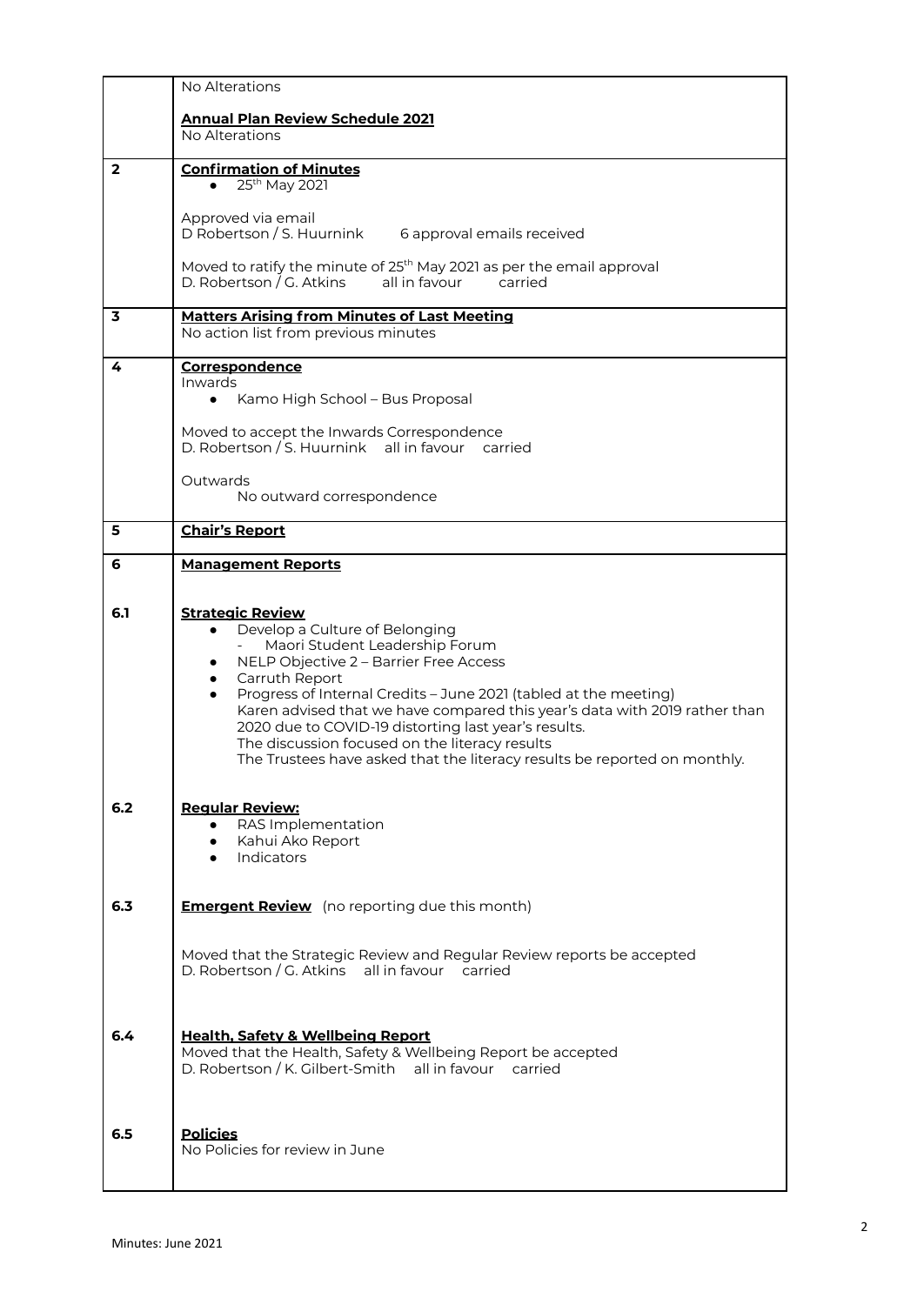| | |
|---|---|
| | No Alterations<br><br>**Annual Plan Review Schedule 2021**<br>No Alterations |
| **2** | **Confirmation of Minutes**<br>● 25th May 2021<br><br>Approved via email<br>D Robertson / S. Huurnink 6 approval emails received<br><br>Moved to ratify the minute of 25th May 2021 as per the email approval<br>D. Robertson / G. Atkins all in favour carried |
| **3** | **Matters Arising from Minutes of Last Meeting**<br>No action list from previous minutes |
| **4** | **Correspondence**<br>Inwards<br>● Kamo High School – Bus Proposal<br><br>Moved to accept the Inwards Correspondence<br>D. Robertson / S. Huurnink all in favour carried<br><br>Outwards<br>No outward correspondence |
| **5** | **Chair's Report** |
| **6**<br><br><br>**6.1**<br><br><br><br><br><br><br><br><br><br><br><br>**6.2**<br><br><br><br><br><br>**6.3**<br><br><br><br><br><br><br><br>**6.4**<br><br><br><br><br><br>**6.5** | **Management Reports**<br><br>**Strategic Review**<br>● Develop a Culture of Belonging<br>- Maori Student Leadership Forum<br>● NELP Objective 2 – Barrier Free Access<br>● Carruth Report<br>● Progress of Internal Credits – June 2021 (tabled at the meeting)<br>Karen advised that we have compared this year's data with 2019 rather than 2020 due to COVID-19 distorting last year's results.<br>The discussion focused on the literacy results<br>The Trustees have asked that the literacy results be reported on monthly.<br><br>**Regular Review:**<br>● RAS Implementation<br>● Kahui Ako Report<br>● Indicators<br><br>**Emergent Review** (no reporting due this month)<br><br>Moved that the Strategic Review and Regular Review reports be accepted<br>D. Robertson / G. Atkins all in favour carried<br><br>**Health, Safety & Wellbeing Report**<br>Moved that the Health, Safety & Wellbeing Report be accepted<br>D. Robertson / K. Gilbert-Smith all in favour carried<br><br>**Policies**<br>No Policies for review in June |

Minutes: June 2021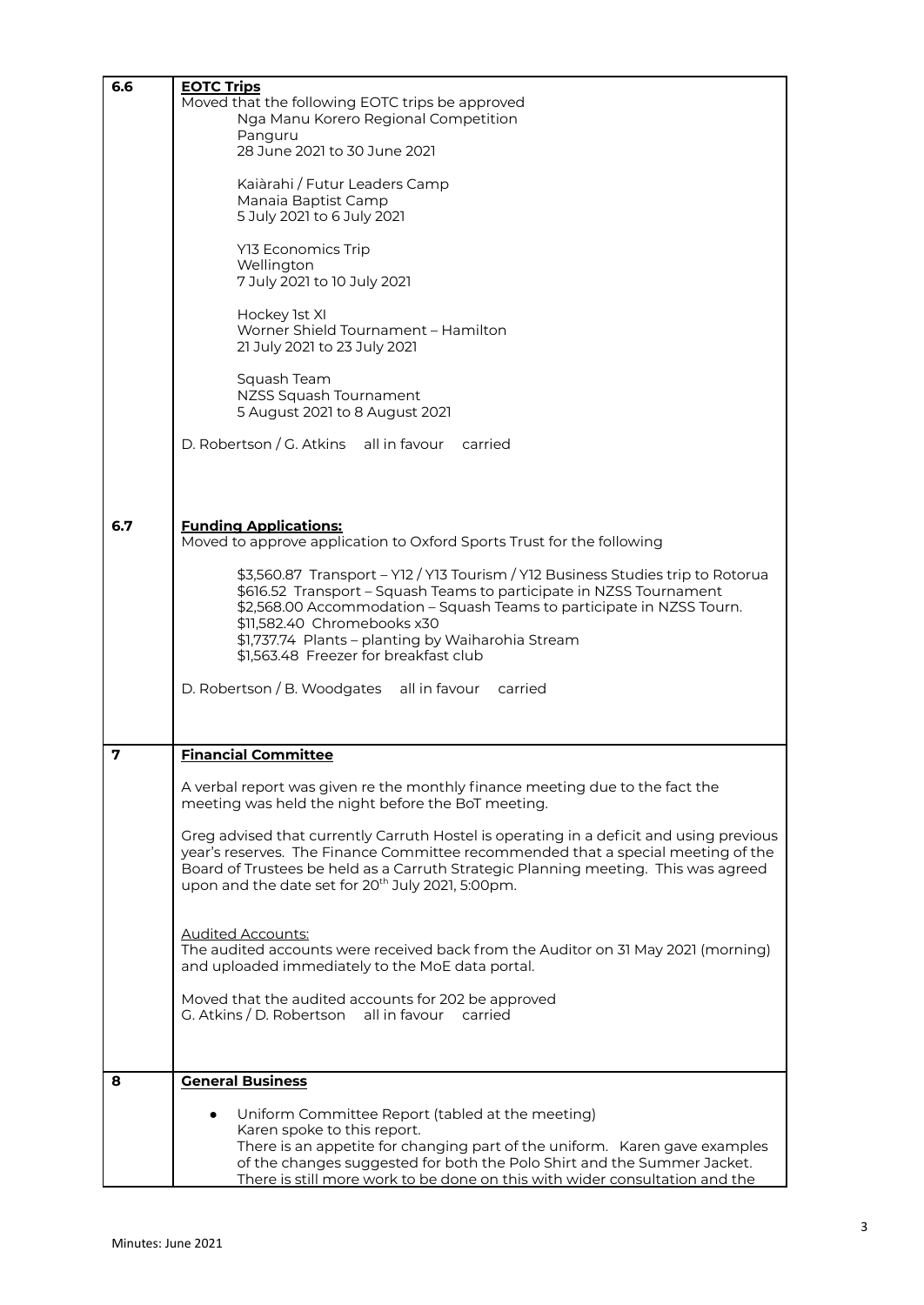| | |
|---|---|
| **6.6** | **EOTC Trips** |
| | Moved that the following EOTC trips be approved |
| | Nga Manu Korero Regional Competition<br>Panguru<br>28 June 2021 to 30 June 2021 |
| | Kaiàrahi / Futur Leaders Camp<br>Manaia Baptist Camp<br>5 July 2021 to 6 July 2021 |
| | Y13 Economics Trip<br>Wellington<br>7 July 2021 to 10 July 2021 |
| | Hockey 1st XI<br>Worner Shield Tournament – Hamilton<br>21 July 2021 to 23 July 2021 |
| | Squash Team<br>NZSS Squash Tournament<br>5 August 2021 to 8 August 2021 |
| | D. Robertson / G. Atkins all in favour carried |
| **6.7** | **Funding Applications:** |
| | Moved to approve application to Oxford Sports Trust for the following |
| | $3,560.87 Transport – Y12 / Y13 Tourism / Y12 Business Studies trip to Rotorua<br>$616.52 Transport – Squash Teams to participate in NZSS Tournament<br>$2,568.00 Accommodation – Squash Teams to participate in NZSS Tourn.<br>$11,582.40 Chromebooks x30<br>$1,737.74 Plants – planting by Waiharohia Stream<br>$1,563.48 Freezer for breakfast club |
| | D. Robertson / B. Woodgates all in favour carried |
| **7** | **Financial Committee** |
| | A verbal report was given re the monthly finance meeting due to the fact the meeting was held the night before the BoT meeting. |
| | Greg advised that currently Carruth Hostel is operating in a deficit and using previous year's reserves. The Finance Committee recommended that a special meeting of the Board of Trustees be held as a Carruth Strategic Planning meeting. This was agreed upon and the date set for 20th July 2021, 5:00pm. |
| | Audited Accounts:<br>The audited accounts were received back from the Auditor on 31 May 2021 (morning) and uploaded immediately to the MoE data portal. |
| | Moved that the audited accounts for 202 be approved<br>G. Atkins / D. Robertson all in favour carried |
| **8** | **General Business** |
| | • Uniform Committee Report (tabled at the meeting)<br>Karen spoke to this report.<br>There is an appetite for changing part of the uniform. Karen gave examples of the changes suggested for both the Polo Shirt and the Summer Jacket.<br>There is still more work to be done on this with wider consultation and the |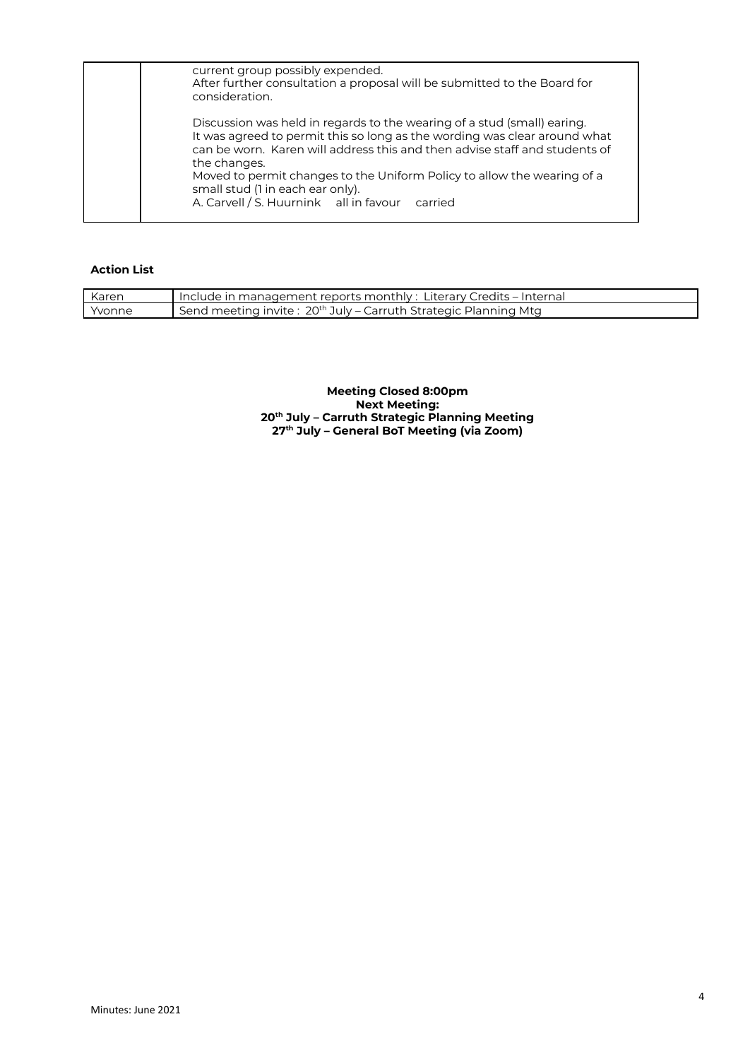| | |
|---|---|
| | current group possibly expended.<br>After further consultation a proposal will be submitted to the Board for consideration.<br><br>Discussion was held in regards to the wearing of a stud (small) earing. It was agreed to permit this so long as the wording was clear around what can be worn. Karen will address this and then advise staff and students of the changes.<br>Moved to permit changes to the Uniform Policy to allow the wearing of a small stud (1 in each ear only).<br>A. Carvell / S. Huurnink all in favour carried |

**Action List**

| | |
|---|---|
| Karen | Include in management reports monthly : Literary Credits – Internal |
| Yvonne | Send meeting invite : 20th July – Carruth Strategic Planning Mtg |

**Meeting Closed 8:00pm**
**Next Meeting:**
**20th July – Carruth Strategic Planning Meeting**
**27th July – General BoT Meeting (via Zoom)**